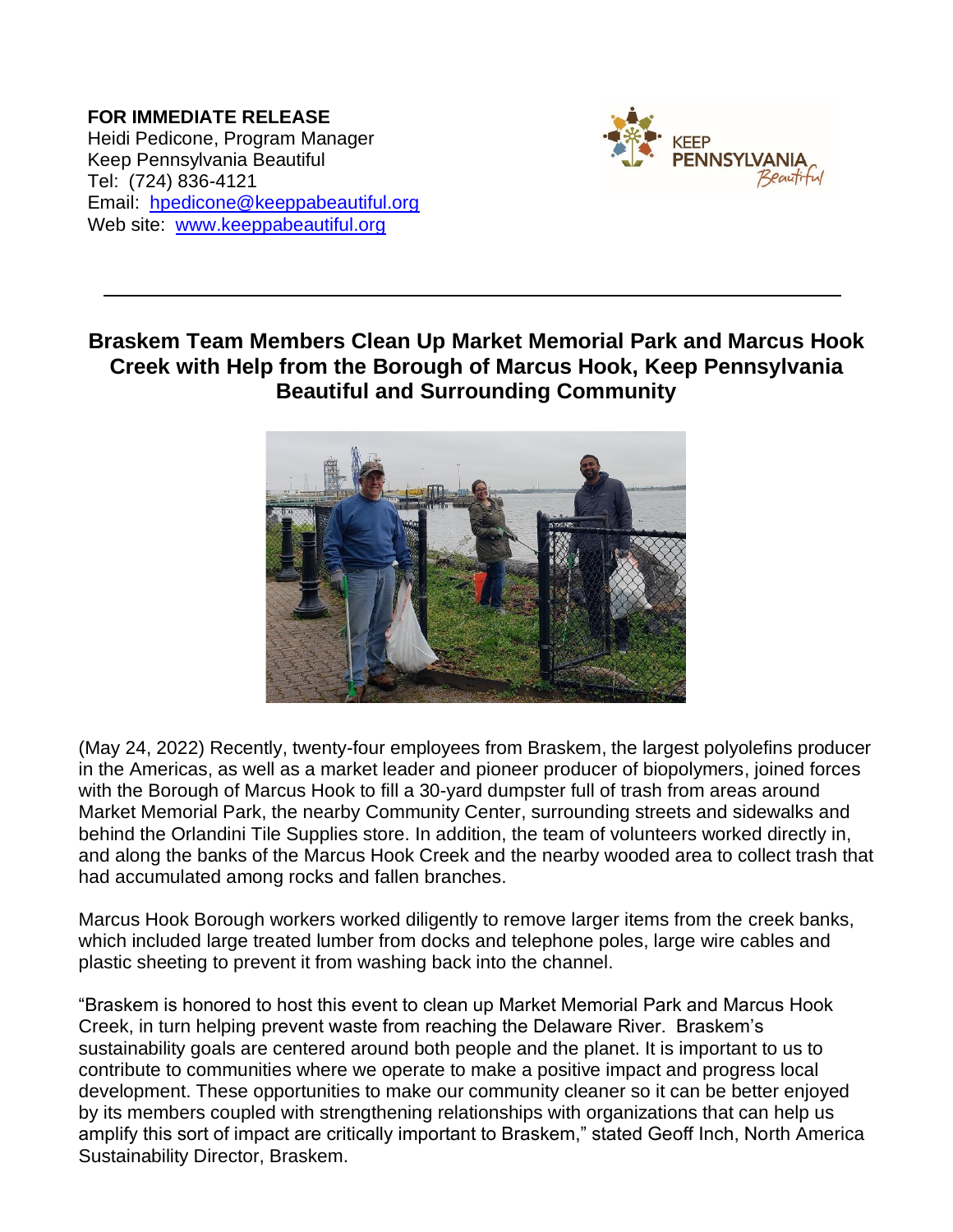**FOR IMMEDIATE RELEASE**
Heidi Pedicone, Program Manager
Keep Pennsylvania Beautiful
Tel: (724) 836-4121
Email: hpedicone@keeppabeautiful.org
Web site: www.keeppabeautiful.org

---

# Braskem Team Members Clean Up Market Memorial Park and Marcus Hook Creek with Help from the Borough of Marcus Hook, Keep Pennsylvania Beautiful and Surrounding Community

(May 24, 2022) Recently, twenty-four employees from Braskem, the largest polyolefins producer in the Americas, as well as a market leader and pioneer producer of biopolymers, joined forces with the Borough of Marcus Hook to fill a 30-yard dumpster full of trash from areas around Market Memorial Park, the nearby Community Center, surrounding streets and sidewalks and behind the Orlandini Tile Supplies store. In addition, the team of volunteers worked directly in, and along the banks of the Marcus Hook Creek and the nearby wooded area to collect trash that had accumulated among rocks and fallen branches.

Marcus Hook Borough workers worked diligently to remove larger items from the creek banks, which included large treated lumber from docks and telephone poles, large wire cables and plastic sheeting to prevent it from washing back into the channel.

"Braskem is honored to host this event to clean up Market Memorial Park and Marcus Hook Creek, in turn helping prevent waste from reaching the Delaware River. Braskem's sustainability goals are centered around both people and the planet. It is important to us to contribute to communities where we operate to make a positive impact and progress local development. These opportunities to make our community cleaner so it can be better enjoyed by its members coupled with strengthening relationships with organizations that can help us amplify this sort of impact are critically important to Braskem," stated Geoff Inch, North America Sustainability Director, Braskem.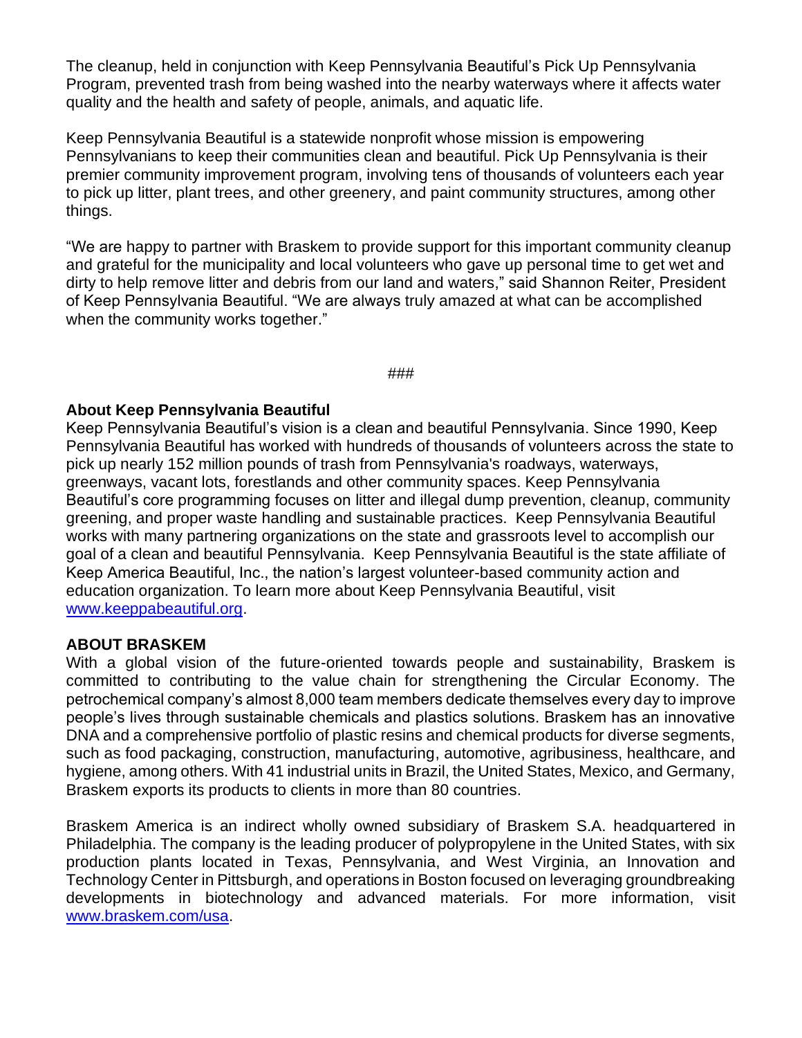The cleanup, held in conjunction with Keep Pennsylvania Beautiful's Pick Up Pennsylvania Program, prevented trash from being washed into the nearby waterways where it affects water quality and the health and safety of people, animals, and aquatic life.

Keep Pennsylvania Beautiful is a statewide nonprofit whose mission is empowering Pennsylvanians to keep their communities clean and beautiful. Pick Up Pennsylvania is their premier community improvement program, involving tens of thousands of volunteers each year to pick up litter, plant trees, and other greenery, and paint community structures, among other things.

"We are happy to partner with Braskem to provide support for this important community cleanup and grateful for the municipality and local volunteers who gave up personal time to get wet and dirty to help remove litter and debris from our land and waters," said Shannon Reiter, President of Keep Pennsylvania Beautiful. "We are always truly amazed at what can be accomplished when the community works together."

###

**About Keep Pennsylvania Beautiful**

Keep Pennsylvania Beautiful's vision is a clean and beautiful Pennsylvania. Since 1990, Keep Pennsylvania Beautiful has worked with hundreds of thousands of volunteers across the state to pick up nearly 152 million pounds of trash from Pennsylvania's roadways, waterways, greenways, vacant lots, forestlands and other community spaces. Keep Pennsylvania Beautiful's core programming focuses on litter and illegal dump prevention, cleanup, community greening, and proper waste handling and sustainable practices. Keep Pennsylvania Beautiful works with many partnering organizations on the state and grassroots level to accomplish our goal of a clean and beautiful Pennsylvania. Keep Pennsylvania Beautiful is the state affiliate of Keep America Beautiful, Inc., the nation's largest volunteer-based community action and education organization. To learn more about Keep Pennsylvania Beautiful, visit [www.keeppabeautiful.org](http://www.keeppabeautiful.org).

**ABOUT BRASKEM**

With a global vision of the future-oriented towards people and sustainability, Braskem is committed to contributing to the value chain for strengthening the Circular Economy. The petrochemical company's almost 8,000 team members dedicate themselves every day to improve people's lives through sustainable chemicals and plastics solutions. Braskem has an innovative DNA and a comprehensive portfolio of plastic resins and chemical products for diverse segments, such as food packaging, construction, manufacturing, automotive, agribusiness, healthcare, and hygiene, among others. With 41 industrial units in Brazil, the United States, Mexico, and Germany, Braskem exports its products to clients in more than 80 countries.

Braskem America is an indirect wholly owned subsidiary of Braskem S.A. headquartered in Philadelphia. The company is the leading producer of polypropylene in the United States, with six production plants located in Texas, Pennsylvania, and West Virginia, an Innovation and Technology Center in Pittsburgh, and operations in Boston focused on leveraging groundbreaking developments in biotechnology and advanced materials. For more information, visit [www.braskem.com/usa](http://www.braskem.com/usa).